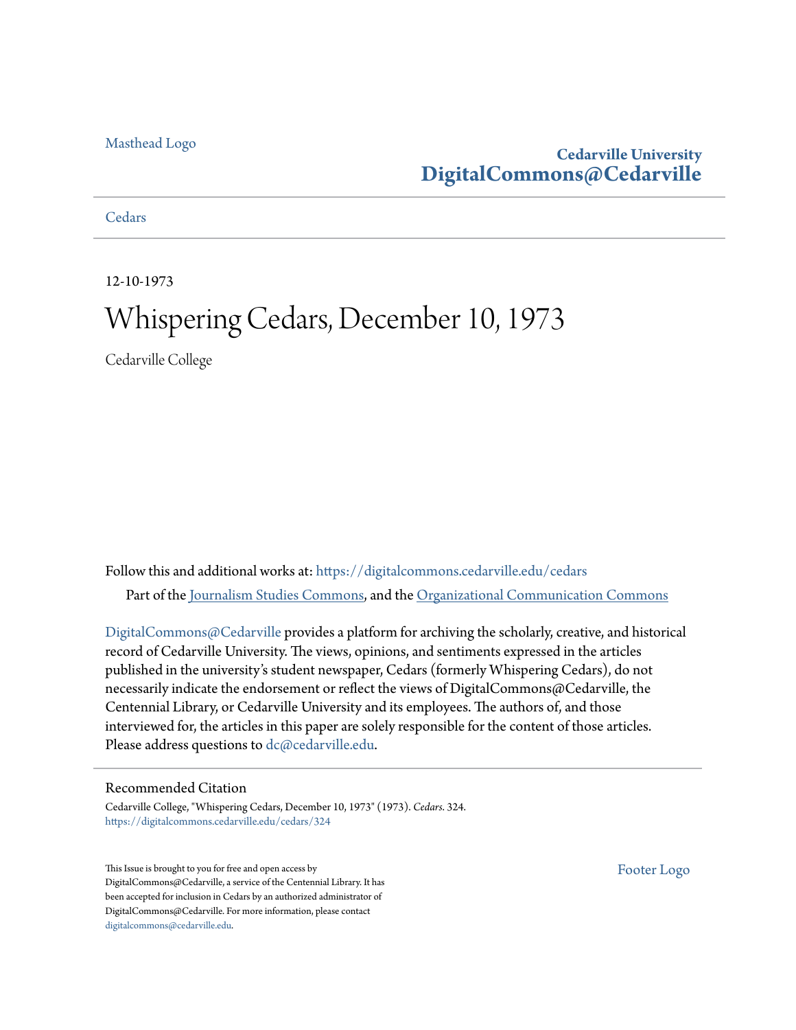Masthead Logo

**Cedarville University**
**DigitalCommons@Cedarville**

Cedars

12-10-1973

# Whispering Cedars, December 10, 1973

Cedarville College

Follow this and additional works at: https://digitalcommons.cedarville.edu/cedars

Part of the Journalism Studies Commons, and the Organizational Communication Commons

DigitalCommons@Cedarville provides a platform for archiving the scholarly, creative, and historical record of Cedarville University. The views, opinions, and sentiments expressed in the articles published in the university's student newspaper, Cedars (formerly Whispering Cedars), do not necessarily indicate the endorsement or reflect the views of DigitalCommons@Cedarville, the Centennial Library, or Cedarville University and its employees. The authors of, and those interviewed for, the articles in this paper are solely responsible for the content of those articles. Please address questions to dc@cedarville.edu.

## Recommended Citation

Cedarville College, "Whispering Cedars, December 10, 1973" (1973). *Cedars*. 324.
https://digitalcommons.cedarville.edu/cedars/324

This Issue is brought to you for free and open access by DigitalCommons@Cedarville, a service of the Centennial Library. It has been accepted for inclusion in Cedars by an authorized administrator of DigitalCommons@Cedarville. For more information, please contact digitalcommons@cedarville.edu.

Footer Logo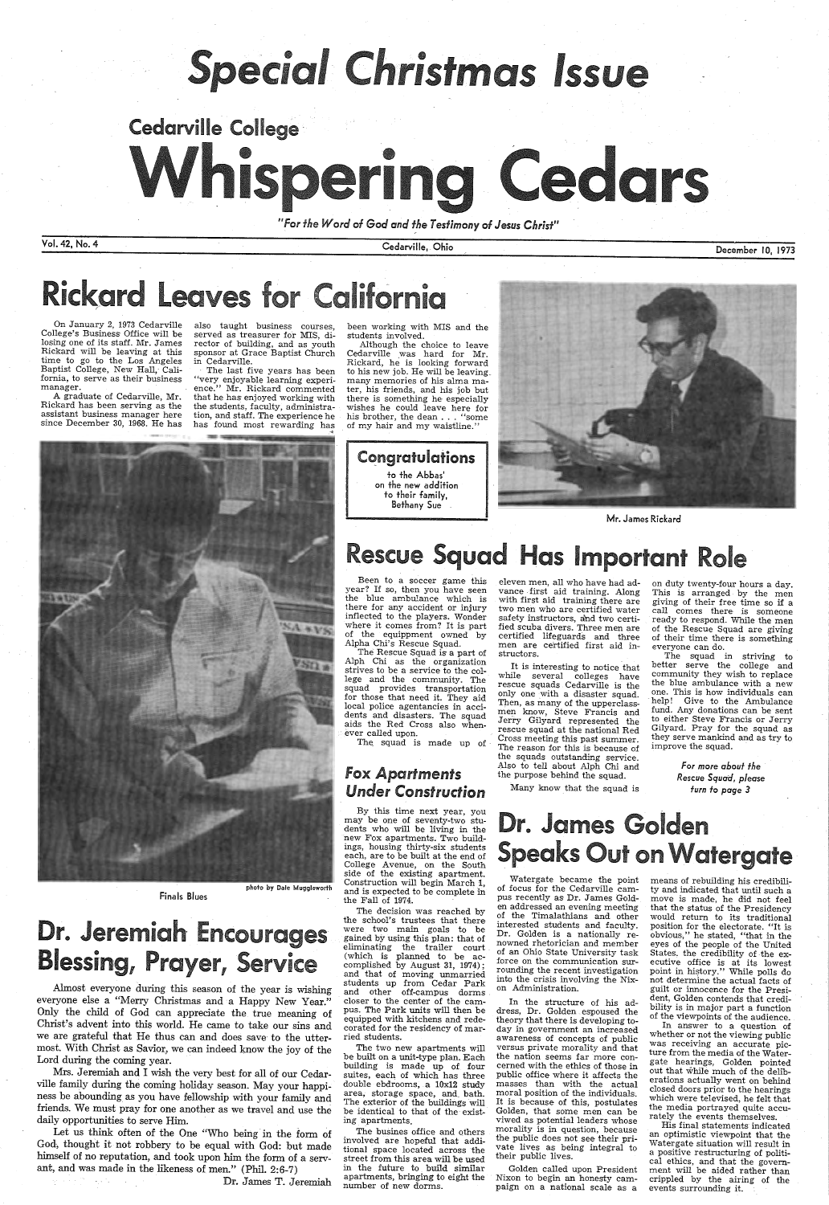# Special Christmas Issue

Cedarville College

# Whispering Cedars

*"For the Word of God and the Testimony of Jesus Christ"*

Vol. 42, No. 4 — Cedarville, Ohio — December 10, 1973

## Rickard Leaves for California

On January 2, 1973 Cedarville College's Business Office will be losing one of its staff. Mr. James Rickard will be leaving at this time to go to the Los Angeles Baptist College, New Hall, California, to serve as their business manager.

A graduate of Cedarville, Mr. Rickard has been serving as the assistant business manager here since December 30, 1968. He has also taught business courses, served as treasurer for MIS, director of building, and as youth sponsor at Grace Baptist Church in Cedarville.

The last five years has been "very enjoyable learning experience." Mr. Rickard commented that he has enjoyed working with the students, faculty, administration, and staff. The experience he has found most rewarding has been working with MIS and the students involved.

Although the choice to leave Cedarville was hard for Mr. Rickard, he is looking forward to his new job. He will be leaving many memories of his alma mater, his friends, and his job but there is something he especially wishes he could leave here for his brother, the dean . . . "some of my hair and my waistline."

Mr. James Rickard

**Congratulations**
to the Abbas'
on the new addition
to their family,
Bethany Sue

Finals Blues

photo by Dale Muggleworth

## Dr. Jeremiah Encourages Blessing, Prayer, Service

Almost everyone during this season of the year is wishing everyone else a "Merry Christmas and a Happy New Year." Only the child of God can appreciate the true meaning of Christ's advent into this world. He came to take our sins and we are grateful that He thus can and does save to the uttermost. With Christ as Savior, we can indeed know the joy of the Lord during the coming year.

Mrs. Jeremiah and I wish the very best for all of our Cedarville family during the coming holiday season. May your happiness be abounding as you have fellowship with your family and friends. We must pray for one another as we travel and use the daily opportunities to serve Him.

Let us think often of the One "Who being in the form of God, thought it not robbery to be equal with God: but made himself of no reputation, and took upon him the form of a servant, and was made in the likeness of men." (Phil. 2:6-7)

Dr. James T. Jeremiah

## Rescue Squad Has Important Role

Been to a soccer game this year? If so, then you have seen the blue ambulance which is there for any accident or injury inflected to the players. Wonder where it comes from? It is part of the equippment owned by Alpha Chi's Rescue Squad.

The Rescue Squad is a part of Alph Chi as the organization strives to be a service to the college and the community. The squad provides transportation for those that need it. They aid local police agentcies in accidents and disasters. The squad aids the Red Cross also whenever called upon.

The squad is made up of eleven men, all who have had advance first aid training. Along with first aid training there are two men who are certified water safety instructors, and two certified scuba divers. Three men are certified lifeguards and three men are certified first aid instructors.

It is interesting to notice that while several colleges have rescue squads Cedarville is the only one with a disaster squad. Then, as many of the upperclassmen know, Steve Francis and Jerry Gilyard represented the rescue squad at the national Red Cross meeting this past summer. The reason for this is because of the squads outstanding service. Also to tell about Alph Chi and the purpose behind the squad.

Many know that the squad is on duty twenty-four hours a day. This is arranged by the men giving of their free time so if a call comes there is someone ready to respond. While the men of the Rescue Squad are giving of their time there is something everyone can do.

The squad in striving to better serve the college and community they wish to replace the blue ambulance with a new one. This is how individuals can help! Give to the Ambulance fund. Any donations can be sent to either Steve Francis or Jerry Gilyard. Pray for the squad as they serve mankind and as try to improve the squad.

*For more about the Rescue Squad, please turn to page 3*

### Fox Apartments Under Construction

By this time next year, you may be one of seventy-two students who will be living in the new Fox apartments. Two buildings, housing thirty-six students each, are to be built at the end of College Avenue, on the South side of the existing apartment. Construction will begin March 1, and is expected to be complete in the Fall of 1974.

The decision was reached by the school's trustees that there were two main goals to be gained by using this plan: that of eliminating the trailer court (which is planned to be accomplished by August 31, 1974); and that of moving unmarried students up from Cedar Park and other off-campus dorms closer to the center of the campus. The Park units will then be equipped with kitchens and redecorated for the residency of married students.

The two new apartments will be built on a unit-type plan. Each building is made up of four suites, each of which has three double ebdrooms, a 10x12 study area, storage space, and bath. The exterior of the buildings will be identical to that of the existing apartments.

The busines office and others involved are hopeful that additional space located across the street from this area will be used in the future to build similar apartments, bringing to eight the number of new dorms.

## Dr. James Golden Speaks Out on Watergate

Watergate became the point of focus for the Cedarville campus recently as Dr. James Golden addressed an evening meeting of the Timalathians and other interested students and faculty. Dr. Golden is a nationally renowned rhetorician and member of an Ohio State University task force on the communication surrounding the recent investigation into the crisis involving the Nixon Administration.

In the structure of his address, Dr. Golden espoused the theory that there is developing today in government an increased awareness of concepts of public versus private morality and that the nation seems far more concerned with the ethics of those in public office where it affects the masses than with the actual moral position of the individuals. It is because of this, postulates Golden, that some men can be viewed as potential leaders whose morality is in question, because the public does not see their private lives as being integral to their public lives.

Golden called upon President Nixon to begin an honesty campaign on a national scale as a means of rebuilding his credibility and indicated that until such a move is made, he did not feel that the status of the Presidency would return to its traditional position for the electorate. "It is obvious," he stated, "that in the eyes of the people of the United States, the credibility of the executive office is at its lowest point in history." While polls do not determine the actual facts of guilt or innocence for the President, Golden contends that credibility is in major part a function of the viewpoints of the audience.

In answer to a question of whether or not the viewing public was receiving an accurate picture from the media of the Watergate hearings, Golden pointed out that while much of the deliberations actually went on behind closed doors prior to the hearings which were televised, he felt that the media portrayed quite accurately the events themselves.

His final statements indicated an optimistic viewpoint that the Watergate situation will result in a positive restructuring of political ethics, and that the government will be aided rather than crippled by the airing of the events surrounding it.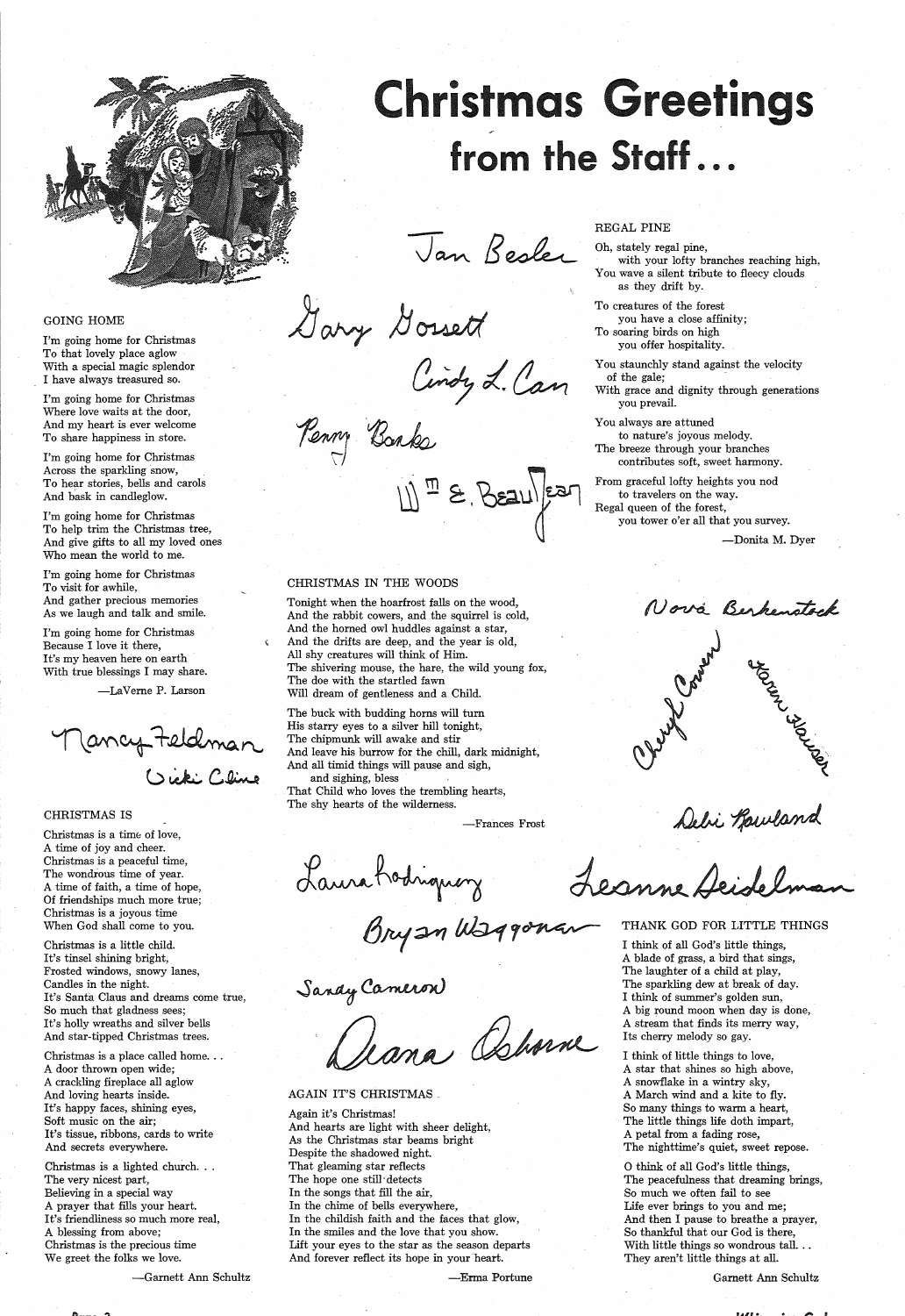# Christmas Greetings from the Staff...

Jan Besler

Gary Gossett

Cindy L. Carr

Penny Banks

Wm E. Beaujean

### REGAL PINE

Oh, stately regal pine,
with your lofty branches reaching high,
You wave a silent tribute to fleecy clouds
as they drift by.

To creatures of the forest
you have a close affinity;
To soaring birds on high
you offer hospitality.

You staunchly stand against the velocity
of the gale;
With grace and dignity through generations
you prevail.

You always are attuned
to nature's joyous melody.
The breeze through your branches
contributes soft, sweet harmony.

From graceful lofty heights you nod
to travelers on the way.
Regal queen of the forest,
you tower o'er all that you survey.

—Donita M. Dyer

### GOING HOME

I'm going home for Christmas
To that lovely place aglow
With a special magic splendor
I have always treasured so.

I'm going home for Christmas
Where love waits at the door,
And my heart is ever welcome
To share happiness in store.

I'm going home for Christmas
Across the sparkling snow,
To hear stories, bells and carols
And bask in candleglow.

I'm going home for Christmas
To help trim the Christmas tree,
And give gifts to all my loved ones
Who mean the world to me.

I'm going home for Christmas
To visit for awhile,
And gather precious memories
As we laugh and talk and smile.

I'm going home for Christmas
Because I love it there,
It's my heaven here on earth
With true blessings I may share.

—LaVerne P. Larson

Nancy Feldman

Vicki Cline

### CHRISTMAS IN THE WOODS

Tonight when the hoarfrost falls on the wood,
And the rabbit cowers, and the squirrel is cold,
And the horned owl huddles against a star,
And the drifts are deep, and the year is old,
All shy creatures will think of Him.
The shivering mouse, the hare, the wild young fox,
The doe with the startled fawn
Will dream of gentleness and a Child.

The buck with budding horns will turn
His starry eyes to a silver hill tonight,
The chipmunk will awake and stir
And leave his burrow for the chill, dark midnight,
And all timid things will pause and sigh,
and sighing, bless
That Child who loves the trembling hearts,
The shy hearts of the wilderness.

—Frances Frost

Nova Berkenstock

Cheryl Cowen

Karen Hauser

Debi Rowland

### CHRISTMAS IS

Christmas is a time of love,
A time of joy and cheer.
Christmas is a peaceful time,
The wondrous time of year.
A time of faith, a time of hope,
Of friendships much more true;
Christmas is a joyous time
When God shall come to you.

Christmas is a little child.
It's tinsel shining bright,
Frosted windows, snowy lanes,
Candles in the night.
It's Santa Claus and dreams come true,
So much that gladness sees;
It's holly wreaths and silver bells
And star-tipped Christmas trees.

Christmas is a place called home. . .
A door thrown open wide;
A crackling fireplace all aglow
And loving hearts inside.
It's happy faces, shining eyes,
Soft music on the air;
It's tissue, ribbons, cards to write
And secrets everywhere.

Christmas is a lighted church. . .
The very nicest part,
Believing in a special way
A prayer that fills your heart.
It's friendliness so much more real,
A blessing from above;
Christmas is the precious time
We greet the folks we love.

—Garnett Ann Schultz

Laura Rodriguez

Leanne Seidelman

Bryan Waggoner

Sandy Cameron

Diana Osborne

### AGAIN IT'S CHRISTMAS

Again it's Christmas!
And hearts are light with sheer delight,
As the Christmas star beams bright
Despite the shadowed night.
That gleaming star reflects
The hope one still detects
In the songs that fill the air,
In the chime of bells everywhere,
In the childish faith and the faces that glow,
In the smiles and the love that you show.
Lift your eyes to the star as the season departs
And forever reflect its hope in your heart.

—Erma Portune

### THANK GOD FOR LITTLE THINGS

I think of all God's little things,
A blade of grass, a bird that sings,
The laughter of a child at play,
The sparkling dew at break of day.
I think of summer's golden sun,
A big round moon when day is done,
A stream that finds its merry way,
Its cherry melody so gay.

I think of little things to love,
A star that shines so high above,
A snowflake in a wintry sky,
A March wind and a kite to fly.
So many things to warm a heart,
The little things life doth impart,
A petal from a fading rose,
The nighttime's quiet, sweet repose.

O think of all God's little things,
The peacefulness that dreaming brings,
So much we often fail to see
Life ever brings to you and me;
And then I pause to breathe a prayer,
So thankful that our God is there,
With little things so wondrous tall. . .
They aren't little things at all.

Garnett Ann Schultz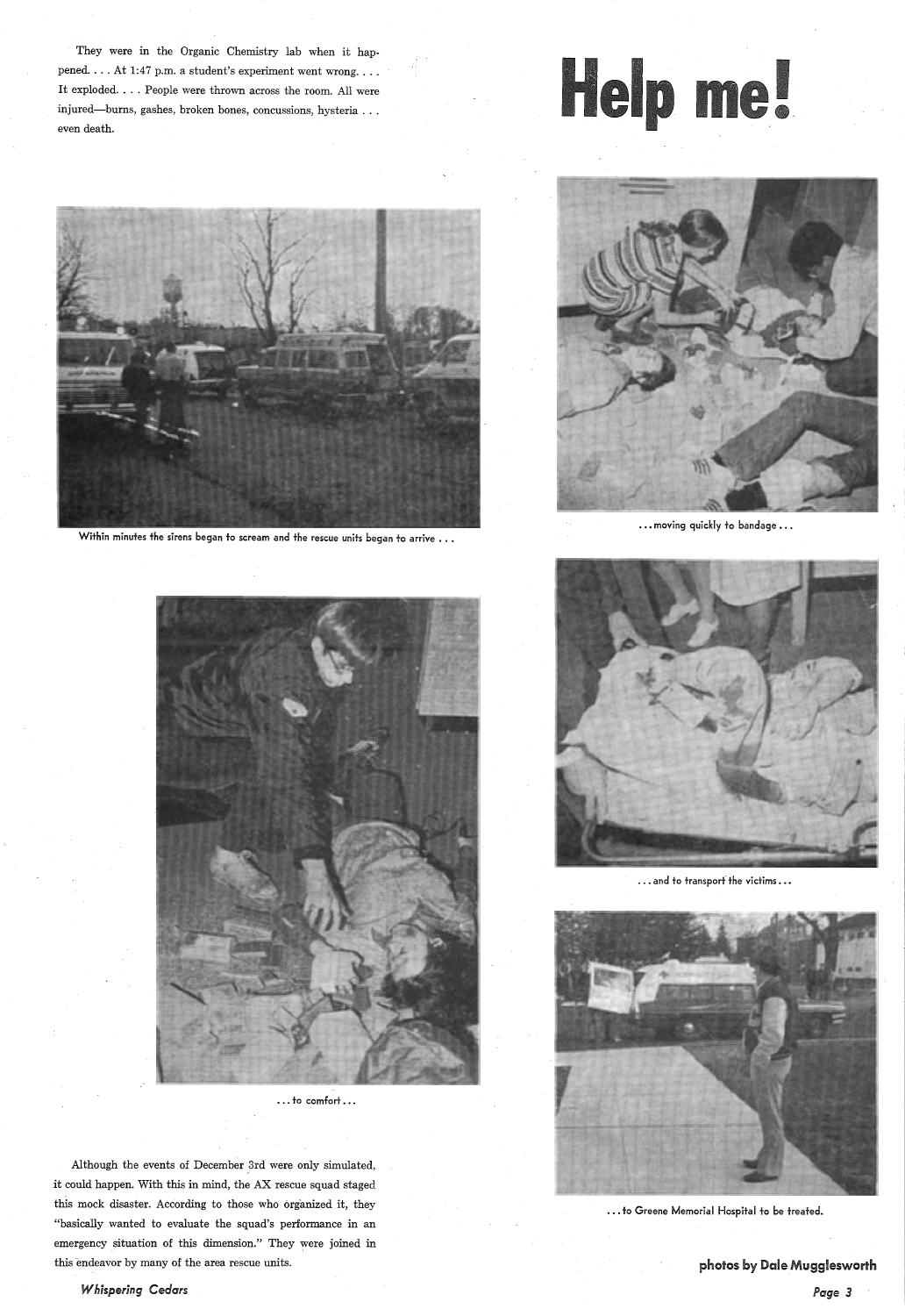# Help me!

They were in the Organic Chemistry lab when it happened. . . . At 1:47 p.m. a student's experiment went wrong. . . . It exploded. . . . People were thrown across the room. All were injured—burns, gashes, broken bones, concussions, hysteria . . . even death.

Within minutes the sirens began to scream and the rescue units began to arrive . . .

. . . moving quickly to bandage . . .

. . . to comfort . . .

. . . and to transport the victims . . .

. . . to Greene Memorial Hospital to be treated.

Although the events of December 3rd were only simulated, it could happen. With this in mind, the AX rescue squad staged this mock disaster. According to those who organized it, they "basically wanted to evaluate the squad's performance in an emergency situation of this dimension." They were joined in this endeavor by many of the area rescue units.

**photos by Dale Mugglesworth**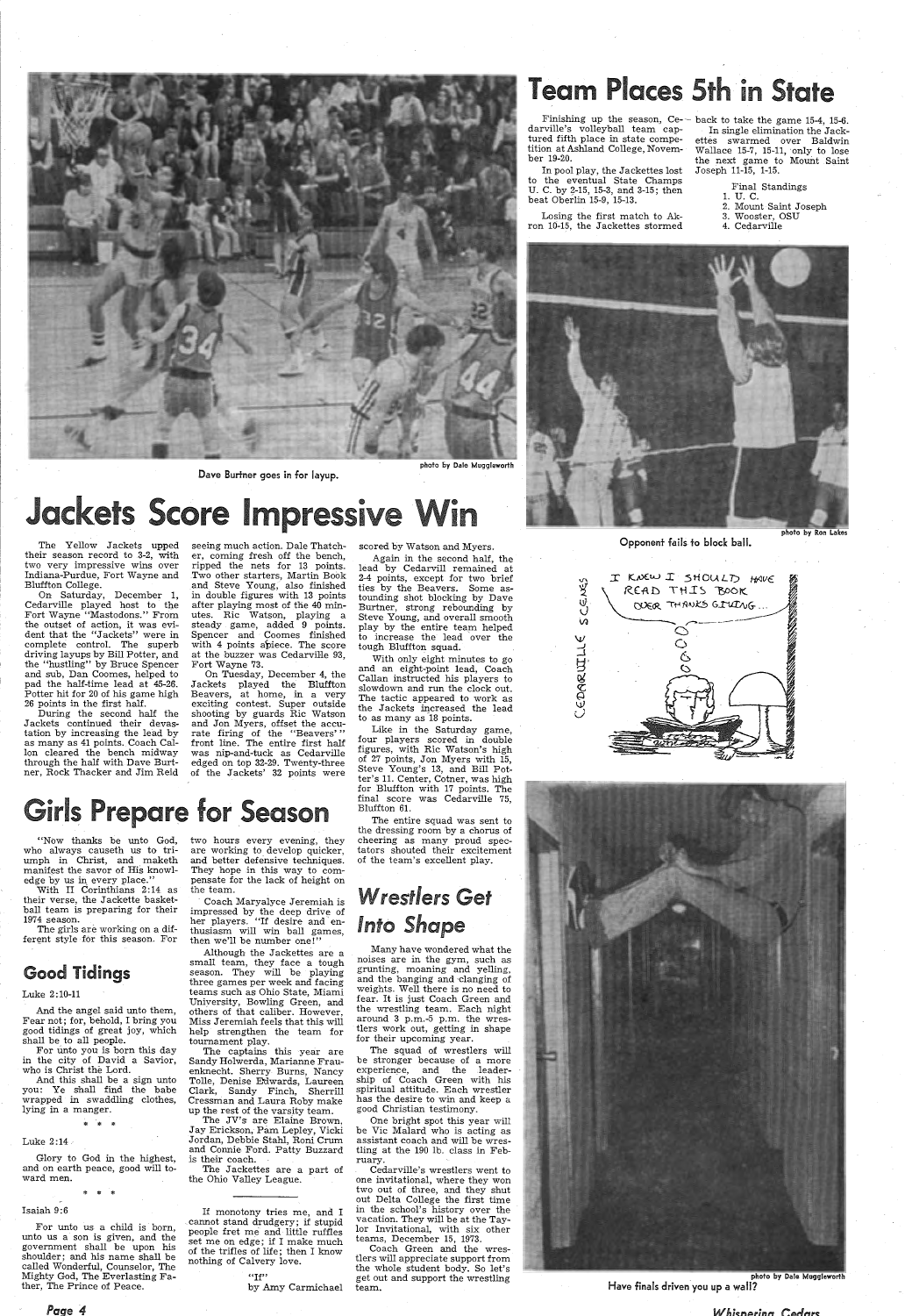Dave Burtner goes in for layup.

photo by Dale Muggleworth

# Jackets Score Impressive Win

The Yellow Jackets upped their season record to 3-2, with two very impressive wins over Indiana-Purdue, Fort Wayne and Bluffton College.

On Saturday, December 1, Cedarville played host to the Fort Wayne "Mastodons." From the outset of action, it was evident that the "Jackets" were in complete control. The superb driving layups by Bill Potter, and the "hustling" by Bruce Spencer and sub, Dan Coomes, helped to pad the half-time lead at 45-26. Potter hit for 20 of his game high 26 points in the first half.

During the second half the Jackets continued their devastation by increasing the lead by as many as 41 points. Coach Callon cleared the bench midway through the half with Dave Burtner, Rock Thacker and Jim Reid seeing much action. Dale Thatcher, coming fresh off the bench, ripped the nets for 13 points. Two other starters, Martin Book and Steve Young, also finished in double figures with 13 points after playing most of the 40 minutes. Ric Watson, playing a steady game, added 9 points. Spencer and Coomes finished with 4 points apiece. The score at the buzzer was Cedarville 93, Fort Wayne 73.

On Tuesday, December 4, the Jackets played the Bluffton Beavers, at home, in a very exciting contest. Super outside shooting by guards Ric Watson and Jon Myers, offset the accurate firing of the "Beavers'" front line. The entire first half was nip-and-tuck as Cedarville edged on top 32-29. Twenty-three of the Jackets' 32 points were scored by Watson and Myers.

Again in the second half, the lead by Cedarvill remained at 2-4 points, except for two brief ties by the Beavers. Some astounding shot blocking by Dave Burtner, strong rebounding by Steve Young, and overall smooth play by the entire team helped to increase the lead over the tough Bluffton squad.

With only eight minutes to go and an eight-point lead, Coach Callan instructed his players to slowdown and run the clock out. The tactic appeared to work as the Jackets increased the lead to as many as 18 points.

Like in the Saturday game, four players scored in double figures, with Ric Watson's high of 27 points, Jon Myers with 15, Steve Young's 13, and Bill Potter's 11. Center, Cotner, was high for Bluffton with 17 points. The final score was Cedarville 75, Bluffton 61.

The entire squad was sent to the dressing room by a chorus of cheering as many proud spectators shouted their excitement of the team's excellent play.

# Team Places 5th in State

Finishing up the season, Cedarville's volleyball team captured fifth place in state competition at Ashland College, November 19-20.

In pool play, the Jackettes lost to the eventual State Champs U. C. by 2-15, 15-3, and 3-15; then beat Oberlin 15-9, 15-13.

Losing the first match to Akron 10-15, the Jackettes stormed back to take the game 15-4, 15-6.

In single elimination the Jackettes swarmed over Baldwin Wallace 15-7, 15-11, only to lose the next game to Mount Saint Joseph 11-15, 1-15.

Final Standings
1. U. C.
2. Mount Saint Joseph
3. Wooster, OSU
4. Cedarville

photo by Ron Lakes

Opponent fails to block ball.

# Girls Prepare for Season

"Now thanks be unto God, who always causeth us to triumph in Christ, and maketh manifest the savor of His knowledge by us in every place."

With II Corinthians 2:14 as their verse, the Jackette basketball team is preparing for their 1974 season.

The girls are working on a different style for this season. For two hours every evening, they are working to develop quicker, and better defensive techniques. They hope in this way to compensate for the lack of height on the team.

Coach Maryalyce Jeremiah is impressed by the deep drive of her players. "If desire and enthusiasm will win ball games, then we'll be number one!"

Although the Jackettes are a small team, they face a tough season. They will be playing three games per week and facing teams such as Ohio State, Miami University, Bowling Green, and others of that caliber. However, Miss Jeremiah feels that this will help strengthen the team for tournament play.

The captains this year are Sandy Holwerda, Marianne Frauenknecht. Sherry Burns, Nancy Tolle, Denise Edwards, Laureen Clark, Sandy Finch, Sherrill Cressman and Laura Roby make up the rest of the varsity team.

The JV's are Elaine Brown, Jay Erickson, Pam Lepley, Vicki Jordan, Debbie Stahl, Roni Crum and Connie Ford. Patty Buzzard is their coach.

The Jackettes are a part of the Ohio Valley League.

## Good Tidings

Luke 2:10-11

And the angel said unto them, Fear not; for, behold, I bring you good tidings of great joy, which shall be to all people.

For unto you is born this day in the city of David a Savior, who is Christ the Lord.

And this shall be a sign unto you: Ye shall find the babe wrapped in swaddling clothes, lying in a manger.

\* \* \*

Luke 2:14

Glory to God in the highest, and on earth peace, good will toward men.

\* \* \*

Isaiah 9:6

For unto us a child is born, unto us a son is given, and the government shall be upon his shoulder; and his name shall be called Wonderful, Counselor, The Mighty God, The Everlasting Father, The Prince of Peace.

If monotony tries me, and I cannot stand drudgery; if stupid people fret me and little ruffles set me on edge; if I make much of the trifles of life; then I know nothing of Calvery love.

"If"
by Amy Carmichael

# *Wrestlers Get Into Shape*

Many have wondered what the noises are in the gym, such as grunting, moaning and yelling, and the banging and clanging of weights. Well there is no need to fear. It is just Coach Green and the wrestling team. Each night around 3 p.m.-5 p.m. the wrestlers work out, getting in shape for their upcoming year.

The squad of wrestlers will be stronger because of a more experience, and the leadership of Coach Green with his spiritual attitude. Each wrestler has the desire to win and keep a good Christian testimony.

One bright spot this year will be Vic Malard who is acting as assistant coach and will be wrestling at the 190 lb. class in February.

Cedarville's wrestlers went to one invitational, where they won two out of three, and they shut out Delta College the first time in the school's history over the vacation. They will be at the Taylor Invitational, with six other teams, December 15, 1973.

Coach Green and the wrestlers will appreciate support from the whole student body. So let's get out and support the wrestling team.

CEDARVILLE SCENES

I KNEW I SHOULD HAVE READ THIS BOOK OVER THANKS GIVING...

photo by Dale Muggleworth

Have finals driven you up a wall?